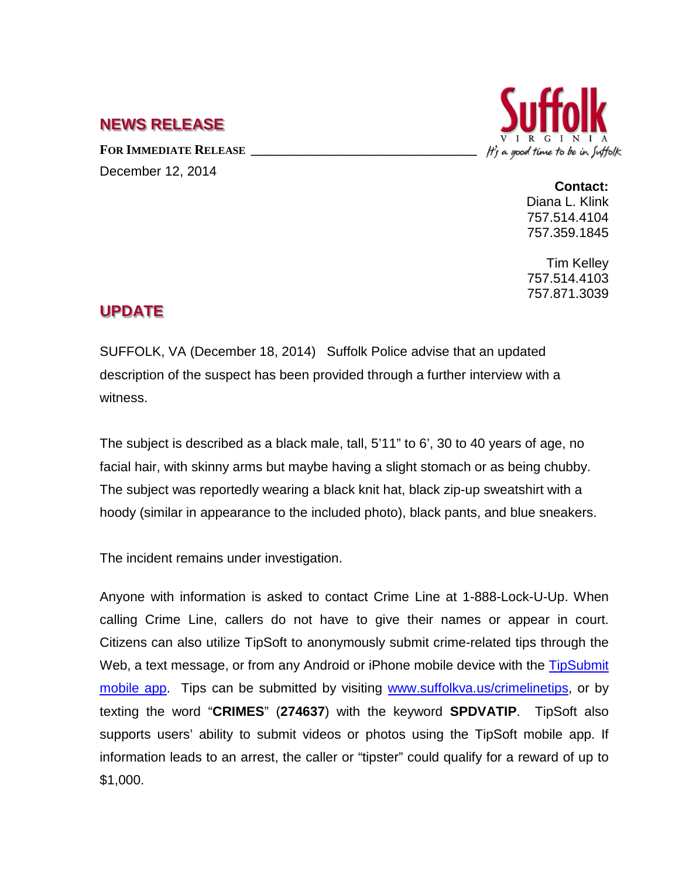# NEWS RELEASE

**FOR IMMEDIATE RELEASE** ________________________________

December 12, 2014

Suffolk VIRGINIA *It's a good time to be in Suffolk*

**Contact:**
Diana L. Klink
757.514.4104
757.359.1845

Tim Kelley
757.514.4103
757.871.3039

## UPDATE

SUFFOLK, VA (December 18, 2014) Suffolk Police advise that an updated description of the suspect has been provided through a further interview with a witness.

The subject is described as a black male, tall, 5'11" to 6', 30 to 40 years of age, no facial hair, with skinny arms but maybe having a slight stomach or as being chubby. The subject was reportedly wearing a black knit hat, black zip-up sweatshirt with a hoody (similar in appearance to the included photo), black pants, and blue sneakers.

The incident remains under investigation.

Anyone with information is asked to contact Crime Line at 1-888-Lock-U-Up. When calling Crime Line, callers do not have to give their names or appear in court. Citizens can also utilize TipSoft to anonymously submit crime-related tips through the Web, a text message, or from any Android or iPhone mobile device with the TipSubmit mobile app. Tips can be submitted by visiting www.suffolkva.us/crimelinetips, or by texting the word "**CRIMES**" (**274637**) with the keyword **SPDVATIP**. TipSoft also supports users' ability to submit videos or photos using the TipSoft mobile app. If information leads to an arrest, the caller or "tipster" could qualify for a reward of up to $1,000.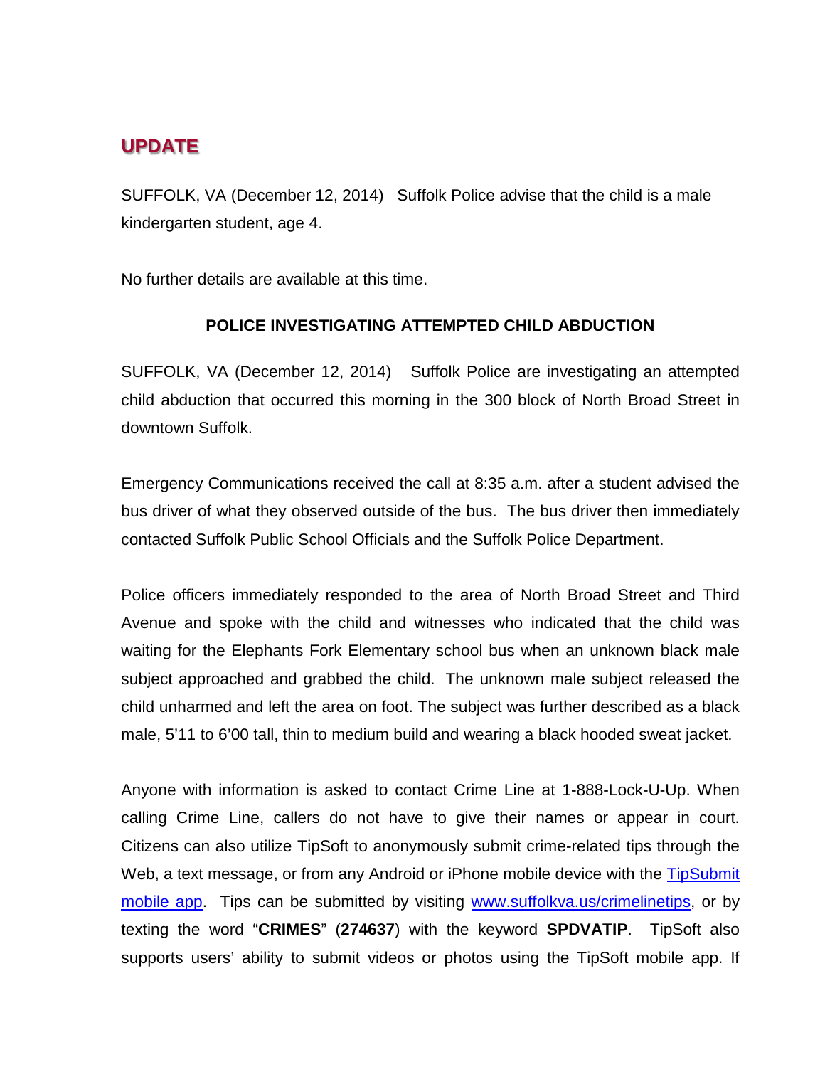## UPDATE

SUFFOLK, VA (December 12, 2014) Suffolk Police advise that the child is a male kindergarten student, age 4.

No further details are available at this time.

**POLICE INVESTIGATING ATTEMPTED CHILD ABDUCTION**

SUFFOLK, VA (December 12, 2014) Suffolk Police are investigating an attempted child abduction that occurred this morning in the 300 block of North Broad Street in downtown Suffolk.

Emergency Communications received the call at 8:35 a.m. after a student advised the bus driver of what they observed outside of the bus. The bus driver then immediately contacted Suffolk Public School Officials and the Suffolk Police Department.

Police officers immediately responded to the area of North Broad Street and Third Avenue and spoke with the child and witnesses who indicated that the child was waiting for the Elephants Fork Elementary school bus when an unknown black male subject approached and grabbed the child. The unknown male subject released the child unharmed and left the area on foot. The subject was further described as a black male, 5'11 to 6'00 tall, thin to medium build and wearing a black hooded sweat jacket.

Anyone with information is asked to contact Crime Line at 1-888-Lock-U-Up. When calling Crime Line, callers do not have to give their names or appear in court. Citizens can also utilize TipSoft to anonymously submit crime-related tips through the Web, a text message, or from any Android or iPhone mobile device with the TipSubmit mobile app. Tips can be submitted by visiting www.suffolkva.us/crimelinetips, or by texting the word "**CRIMES**" (**274637**) with the keyword **SPDVATIP**. TipSoft also supports users' ability to submit videos or photos using the TipSoft mobile app. If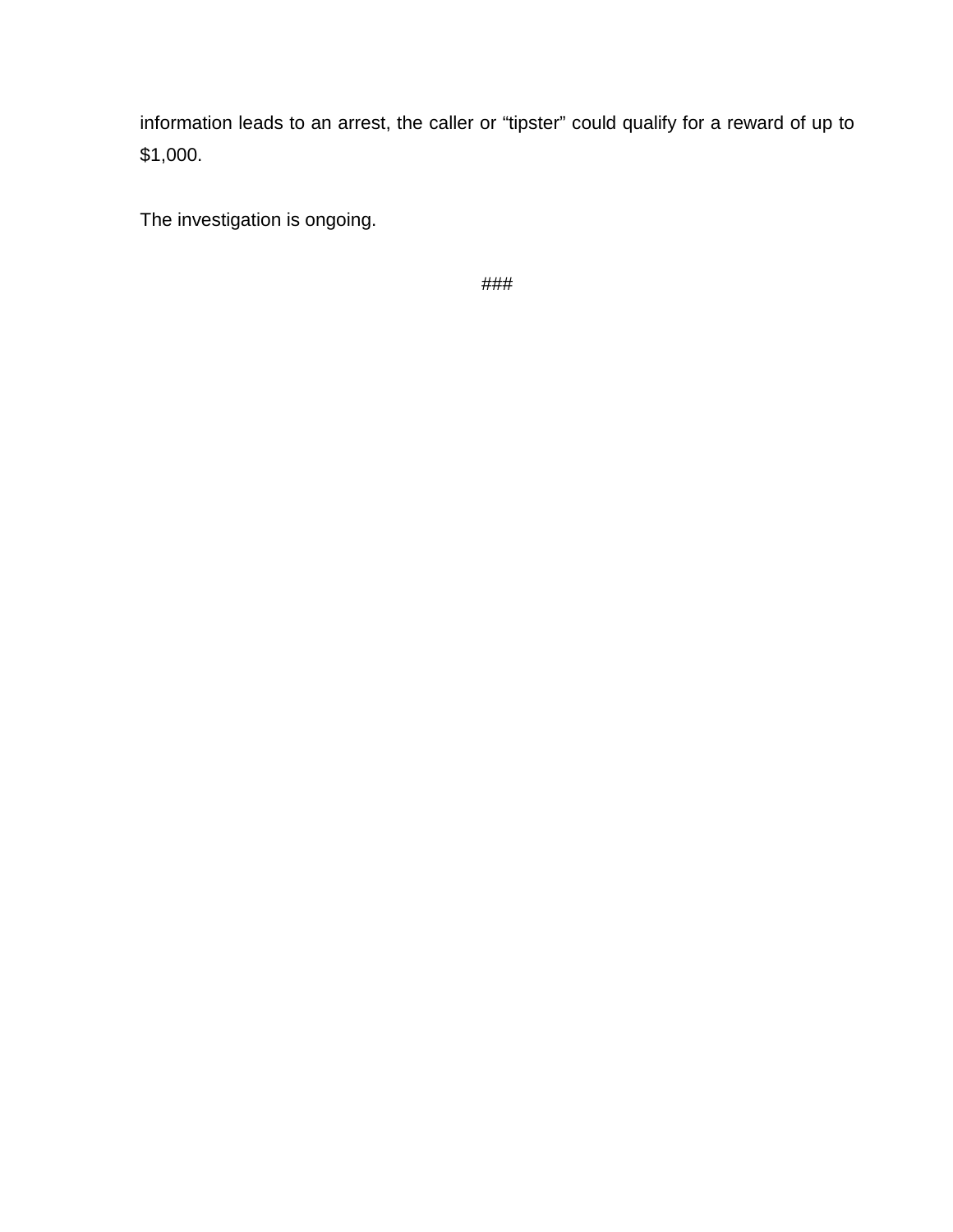information leads to an arrest, the caller or “tipster” could qualify for a reward of up to $1,000.

The investigation is ongoing.

###